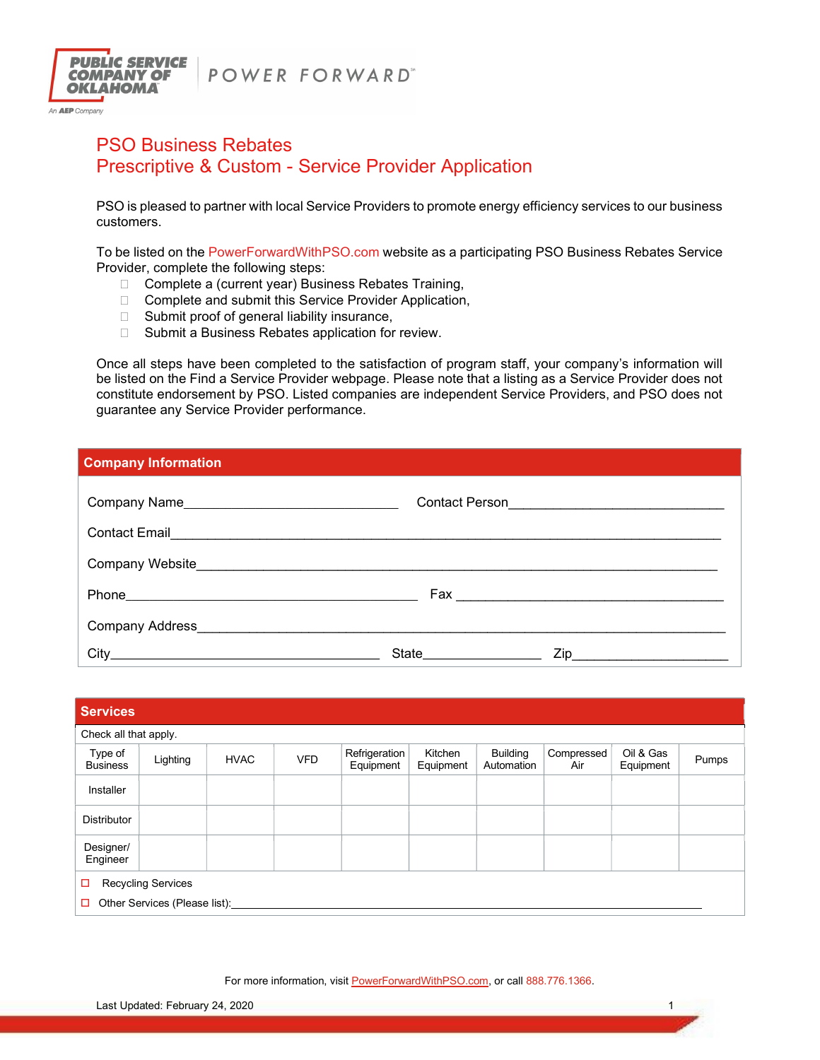# PSO Business Rebates
# Prescriptive & Custom - Service Provider Application

PSO is pleased to partner with local Service Providers to promote energy efficiency services to our business customers.

To be listed on the PowerForwardWithPSO.com website as a participating PSO Business Rebates Service Provider, complete the following steps:

- ☐ Complete a (current year) Business Rebates Training,
- ☐ Complete and submit this Service Provider Application,
- ☐ Submit proof of general liability insurance,
- ☐ Submit a Business Rebates application for review.

Once all steps have been completed to the satisfaction of program staff, your company's information will be listed on the Find a Service Provider webpage. Please note that a listing as a Service Provider does not constitute endorsement by PSO. Listed companies are independent Service Providers, and PSO does not guarantee any Service Provider performance.

## Company Information

Company Name______________________________ Contact Person_____________________________

Contact Email_____________________________________________________________________

Company Website___________________________________________________________________

Phone__________________________________________ Fax ______________________________________

Company Address___________________________________________________________________

City______________________________________ State_________________ Zip_____________________

## Services

Check all that apply.

| Type of Business | Lighting | HVAC | VFD | Refrigeration Equipment | Kitchen Equipment | Building Automation | Compressed Air | Oil & Gas Equipment | Pumps |
|---|---|---|---|---|---|---|---|---|---|
| Installer | | | | | | | | | |
| Distributor | | | | | | | | | |
| Designer/ Engineer | | | | | | | | | |

☐ Recycling Services

☐ Other Services (Please list):_____________________________________________________________

For more information, visit PowerForwardWithPSO.com, or call 888.776.1366.

Last Updated: February 24, 2020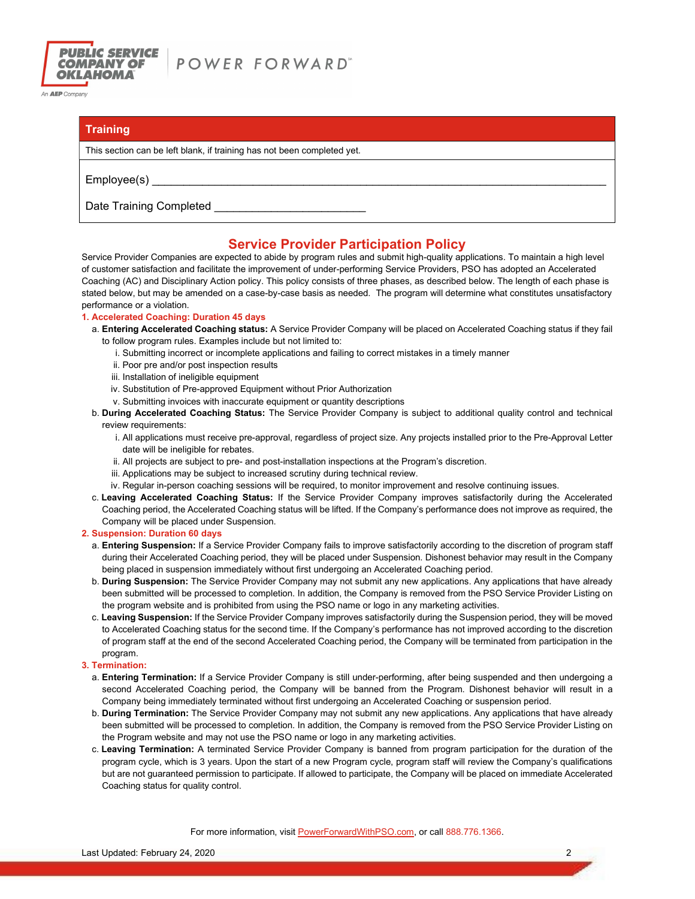## Training

This section can be left blank, if training has not been completed yet.

Employee(s) ___________________________________________________________________________

Date Training Completed ________________________

# Service Provider Participation Policy

Service Provider Companies are expected to abide by program rules and submit high-quality applications. To maintain a high level of customer satisfaction and facilitate the improvement of under-performing Service Providers, PSO has adopted an Accelerated Coaching (AC) and Disciplinary Action policy. This policy consists of three phases, as described below. The length of each phase is stated below, but may be amended on a case-by-case basis as needed. The program will determine what constitutes unsatisfactory performance or a violation.

### 1. Accelerated Coaching: Duration 45 days

a. **Entering Accelerated Coaching status:** A Service Provider Company will be placed on Accelerated Coaching status if they fail to follow program rules. Examples include but not limited to:
   i. Submitting incorrect or incomplete applications and failing to correct mistakes in a timely manner
   ii. Poor pre and/or post inspection results
   iii. Installation of ineligible equipment
   iv. Substitution of Pre-approved Equipment without Prior Authorization
   v. Submitting invoices with inaccurate equipment or quantity descriptions

b. **During Accelerated Coaching Status:** The Service Provider Company is subject to additional quality control and technical review requirements:
   i. All applications must receive pre-approval, regardless of project size. Any projects installed prior to the Pre-Approval Letter date will be ineligible for rebates.
   ii. All projects are subject to pre- and post-installation inspections at the Program's discretion.
   iii. Applications may be subject to increased scrutiny during technical review.
   iv. Regular in-person coaching sessions will be required, to monitor improvement and resolve continuing issues.

c. **Leaving Accelerated Coaching Status:** If the Service Provider Company improves satisfactorily during the Accelerated Coaching period, the Accelerated Coaching status will be lifted. If the Company's performance does not improve as required, the Company will be placed under Suspension.

### 2. Suspension: Duration 60 days

a. **Entering Suspension:** If a Service Provider Company fails to improve satisfactorily according to the discretion of program staff during their Accelerated Coaching period, they will be placed under Suspension. Dishonest behavior may result in the Company being placed in suspension immediately without first undergoing an Accelerated Coaching period.

b. **During Suspension:** The Service Provider Company may not submit any new applications. Any applications that have already been submitted will be processed to completion. In addition, the Company is removed from the PSO Service Provider Listing on the program website and is prohibited from using the PSO name or logo in any marketing activities.

c. **Leaving Suspension:** If the Service Provider Company improves satisfactorily during the Suspension period, they will be moved to Accelerated Coaching status for the second time. If the Company's performance has not improved according to the discretion of program staff at the end of the second Accelerated Coaching period, the Company will be terminated from participation in the program.

### 3. Termination:

a. **Entering Termination:** If a Service Provider Company is still under-performing, after being suspended and then undergoing a second Accelerated Coaching period, the Company will be banned from the Program. Dishonest behavior will result in a Company being immediately terminated without first undergoing an Accelerated Coaching or suspension period.

b. **During Termination:** The Service Provider Company may not submit any new applications. Any applications that have already been submitted will be processed to completion. In addition, the Company is removed from the PSO Service Provider Listing on the Program website and may not use the PSO name or logo in any marketing activities.

c. **Leaving Termination:** A terminated Service Provider Company is banned from program participation for the duration of the program cycle, which is 3 years. Upon the start of a new Program cycle, program staff will review the Company's qualifications but are not guaranteed permission to participate. If allowed to participate, the Company will be placed on immediate Accelerated Coaching status for quality control.

For more information, visit PowerForwardWithPSO.com, or call 888.776.1366.

Last Updated: February 24, 2020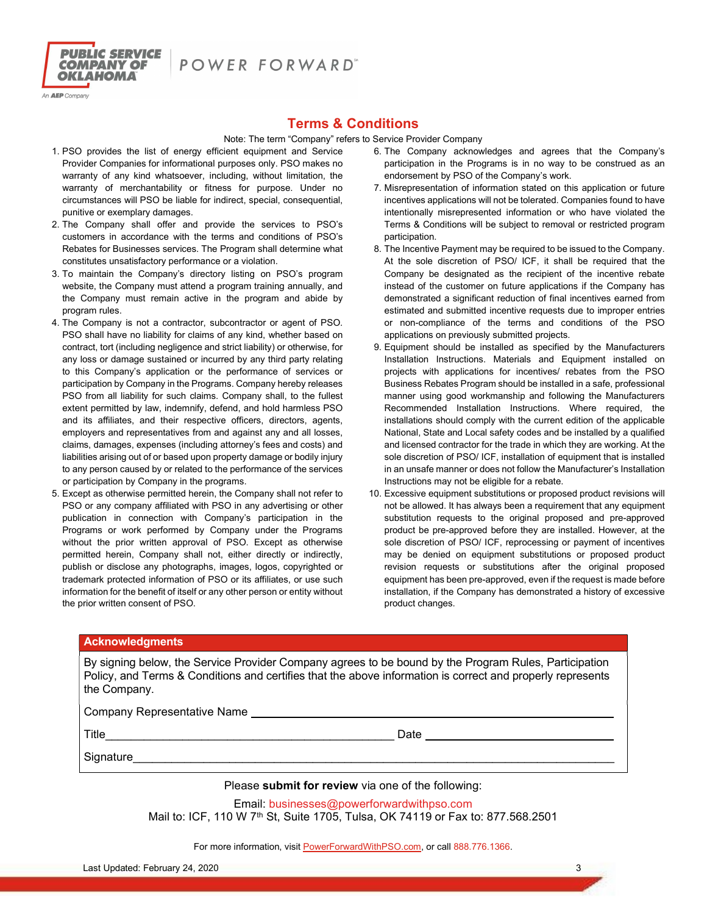## Terms & Conditions

Note: The term "Company" refers to Service Provider Company

1. PSO provides the list of energy efficient equipment and Service Provider Companies for informational purposes only. PSO makes no warranty of any kind whatsoever, including, without limitation, the warranty of merchantability or fitness for purpose. Under no circumstances will PSO be liable for indirect, special, consequential, punitive or exemplary damages.
2. The Company shall offer and provide the services to PSO's customers in accordance with the terms and conditions of PSO's Rebates for Businesses services. The Program shall determine what constitutes unsatisfactory performance or a violation.
3. To maintain the Company's directory listing on PSO's program website, the Company must attend a program training annually, and the Company must remain active in the program and abide by program rules.
4. The Company is not a contractor, subcontractor or agent of PSO. PSO shall have no liability for claims of any kind, whether based on contract, tort (including negligence and strict liability) or otherwise, for any loss or damage sustained or incurred by any third party relating to this Company's application or the performance of services or participation by Company in the Programs. Company hereby releases PSO from all liability for such claims. Company shall, to the fullest extent permitted by law, indemnify, defend, and hold harmless PSO and its affiliates, and their respective officers, directors, agents, employers and representatives from and against any and all losses, claims, damages, expenses (including attorney's fees and costs) and liabilities arising out of or based upon property damage or bodily injury to any person caused by or related to the performance of the services or participation by Company in the programs.
5. Except as otherwise permitted herein, the Company shall not refer to PSO or any company affiliated with PSO in any advertising or other publication in connection with Company's participation in the Programs or work performed by Company under the Programs without the prior written approval of PSO. Except as otherwise permitted herein, Company shall not, either directly or indirectly, publish or disclose any photographs, images, logos, copyrighted or trademark protected information of PSO or its affiliates, or use such information for the benefit of itself or any other person or entity without the prior written consent of PSO.
6. The Company acknowledges and agrees that the Company's participation in the Programs is in no way to be construed as an endorsement by PSO of the Company's work.
7. Misrepresentation of information stated on this application or future incentives applications will not be tolerated. Companies found to have intentionally misrepresented information or who have violated the Terms & Conditions will be subject to removal or restricted program participation.
8. The Incentive Payment may be required to be issued to the Company. At the sole discretion of PSO/ ICF, it shall be required that the Company be designated as the recipient of the incentive rebate instead of the customer on future applications if the Company has demonstrated a significant reduction of final incentives earned from estimated and submitted incentive requests due to improper entries or non-compliance of the terms and conditions of the PSO applications on previously submitted projects.
9. Equipment should be installed as specified by the Manufacturers Installation Instructions. Materials and Equipment installed on projects with applications for incentives/ rebates from the PSO Business Rebates Program should be installed in a safe, professional manner using good workmanship and following the Manufacturers Recommended Installation Instructions. Where required, the installations should comply with the current edition of the applicable National, State and Local safety codes and be installed by a qualified and licensed contractor for the trade in which they are working. At the sole discretion of PSO/ ICF, installation of equipment that is installed in an unsafe manner or does not follow the Manufacturer's Installation Instructions may not be eligible for a rebate.
10. Excessive equipment substitutions or proposed product revisions will not be allowed. It has always been a requirement that any equipment substitution requests to the original proposed and pre-approved product be pre-approved before they are installed. However, at the sole discretion of PSO/ ICF, reprocessing or payment of incentives may be denied on equipment substitutions or proposed product revision requests or substitutions after the original proposed equipment has been pre-approved, even if the request is made before installation, if the Company has demonstrated a history of excessive product changes.

### Acknowledgments

By signing below, the Service Provider Company agrees to be bound by the Program Rules, Participation Policy, and Terms & Conditions and certifies that the above information is correct and properly represents the Company.

Company Representative Name ______________________________

Title ______________________________ Date ______________________________

Signature ______________________________

Please **submit for review** via one of the following:

Email: businesses@powerforwardwithpso.com

Mail to: ICF, 110 W 7th St, Suite 1705, Tulsa, OK 74119 or Fax to: 877.568.2501

For more information, visit PowerForwardWithPSO.com, or call 888.776.1366.

Last Updated: February 24, 2020